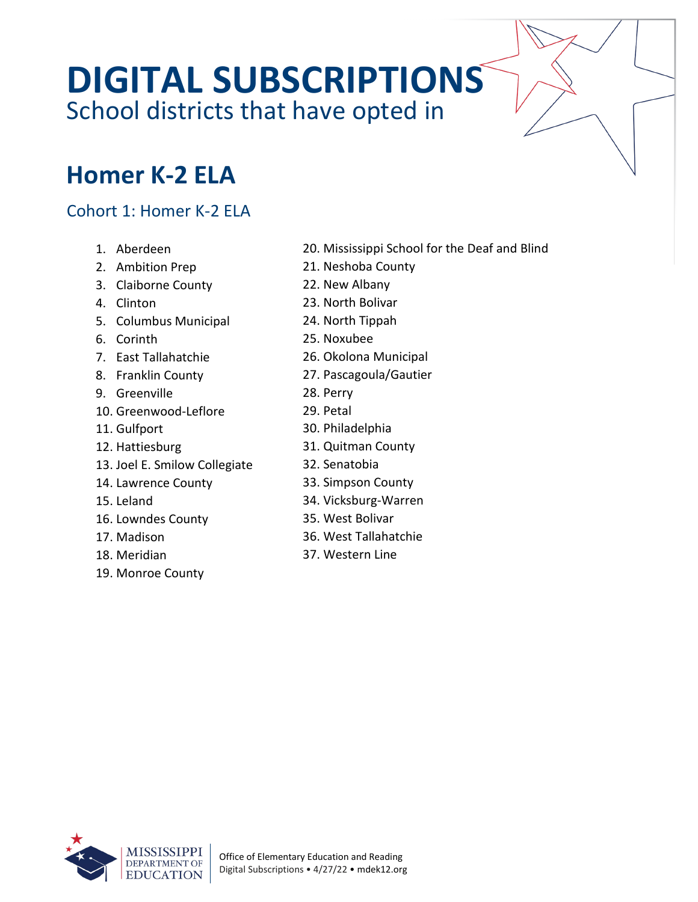# DIGITAL SUBSCRIPTIONS

School districts that have opted in

## Homer K-2 ELA

### Cohort 1: Homer K-2 ELA

1. Aberdeen
2. Ambition Prep
3. Claiborne County
4. Clinton
5. Columbus Municipal
6. Corinth
7. East Tallahatchie
8. Franklin County
9. Greenville
10. Greenwood-Leflore
11. Gulfport
12. Hattiesburg
13. Joel E. Smilow Collegiate
14. Lawrence County
15. Leland
16. Lowndes County
17. Madison
18. Meridian
19. Monroe County
20. Mississippi School for the Deaf and Blind
21. Neshoba County
22. New Albany
23. North Bolivar
24. North Tippah
25. Noxubee
26. Okolona Municipal
27. Pascagoula/Gautier
28. Perry
29. Petal
30. Philadelphia
31. Quitman County
32. Senatobia
33. Simpson County
34. Vicksburg-Warren
35. West Bolivar
36. West Tallahatchie
37. Western Line

MISSISSIPPI DEPARTMENT OF EDUCATION

Office of Elementary Education and Reading
Digital Subscriptions • 4/27/22 • mdek12.org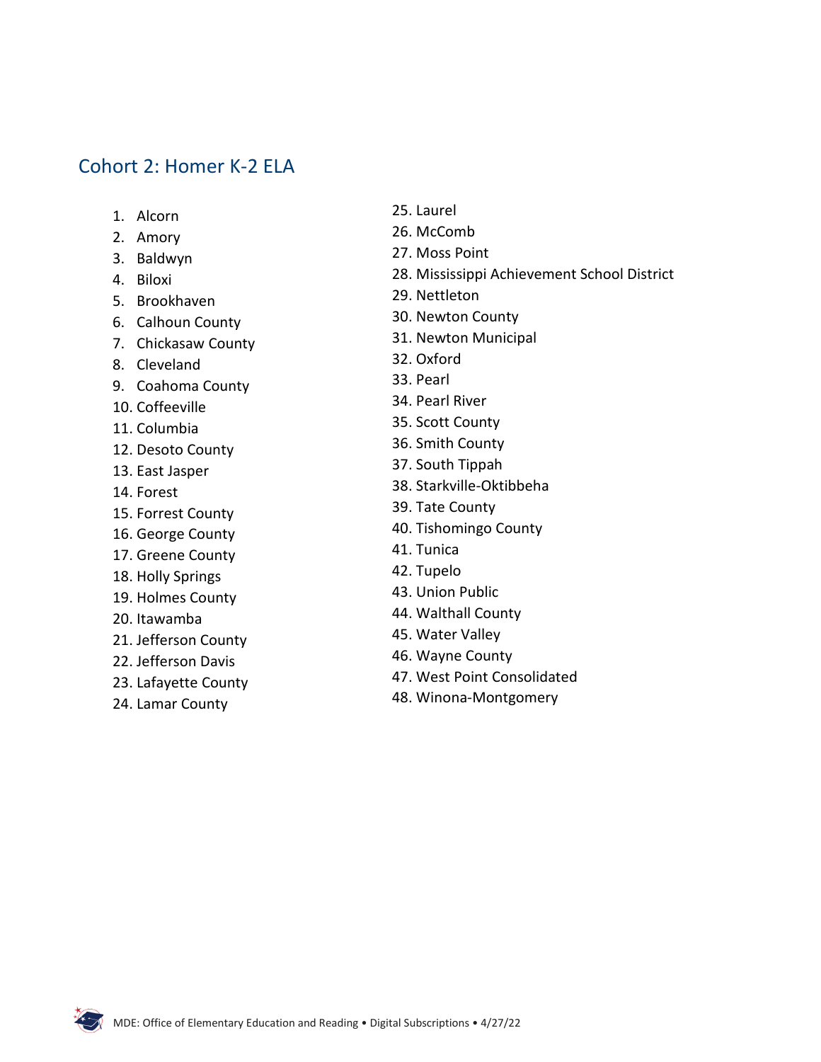## Cohort 2: Homer K-2 ELA

1. Alcorn
2. Amory
3. Baldwyn
4. Biloxi
5. Brookhaven
6. Calhoun County
7. Chickasaw County
8. Cleveland
9. Coahoma County
10. Coffeeville
11. Columbia
12. Desoto County
13. East Jasper
14. Forest
15. Forrest County
16. George County
17. Greene County
18. Holly Springs
19. Holmes County
20. Itawamba
21. Jefferson County
22. Jefferson Davis
23. Lafayette County
24. Lamar County
25. Laurel
26. McComb
27. Moss Point
28. Mississippi Achievement School District
29. Nettleton
30. Newton County
31. Newton Municipal
32. Oxford
33. Pearl
34. Pearl River
35. Scott County
36. Smith County
37. South Tippah
38. Starkville-Oktibbeha
39. Tate County
40. Tishomingo County
41. Tunica
42. Tupelo
43. Union Public
44. Walthall County
45. Water Valley
46. Wayne County
47. West Point Consolidated
48. Winona-Montgomery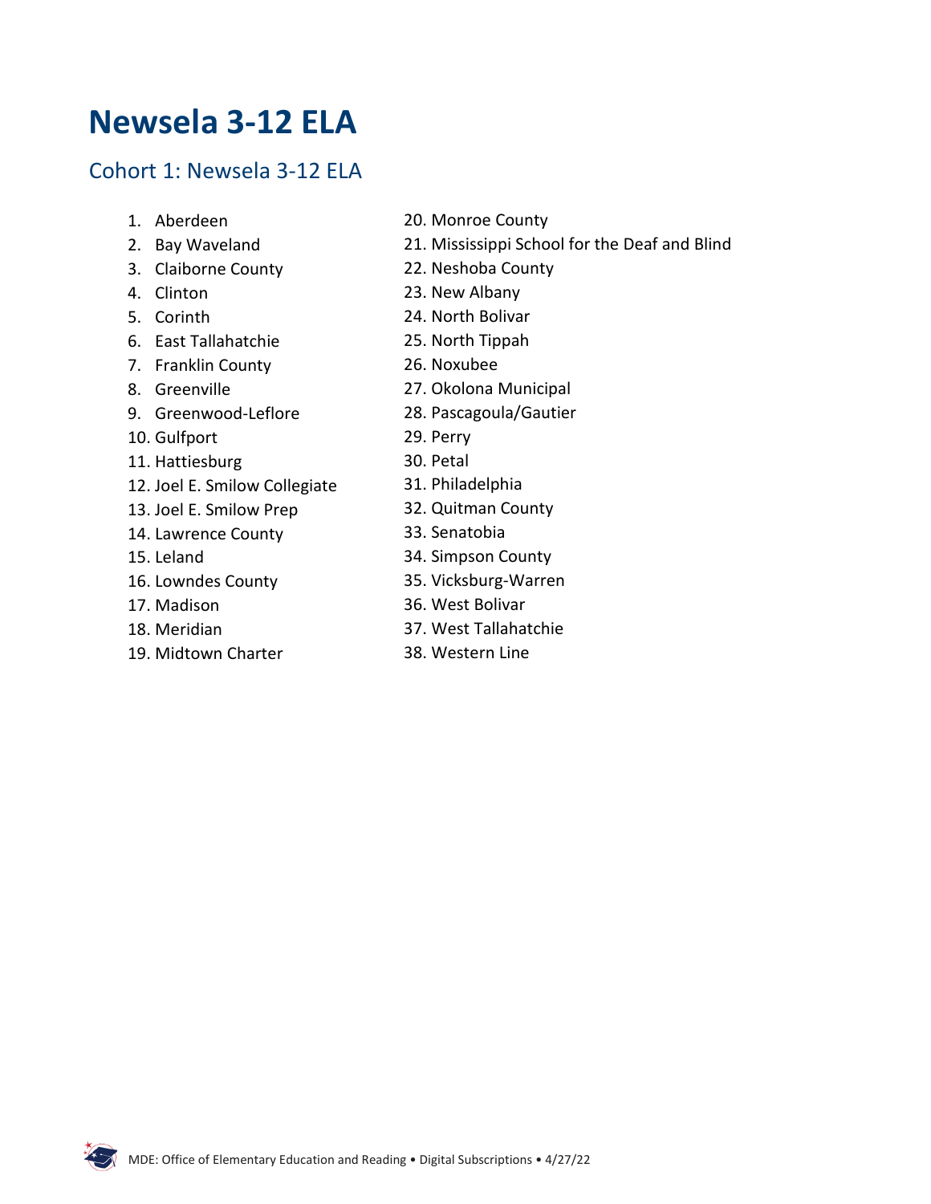# Newsela 3-12 ELA

## Cohort 1: Newsela 3-12 ELA

1. Aberdeen
2. Bay Waveland
3. Claiborne County
4. Clinton
5. Corinth
6. East Tallahatchie
7. Franklin County
8. Greenville
9. Greenwood-Leflore
10. Gulfport
11. Hattiesburg
12. Joel E. Smilow Collegiate
13. Joel E. Smilow Prep
14. Lawrence County
15. Leland
16. Lowndes County
17. Madison
18. Meridian
19. Midtown Charter
20. Monroe County
21. Mississippi School for the Deaf and Blind
22. Neshoba County
23. New Albany
24. North Bolivar
25. North Tippah
26. Noxubee
27. Okolona Municipal
28. Pascagoula/Gautier
29. Perry
30. Petal
31. Philadelphia
32. Quitman County
33. Senatobia
34. Simpson County
35. Vicksburg-Warren
36. West Bolivar
37. West Tallahatchie
38. Western Line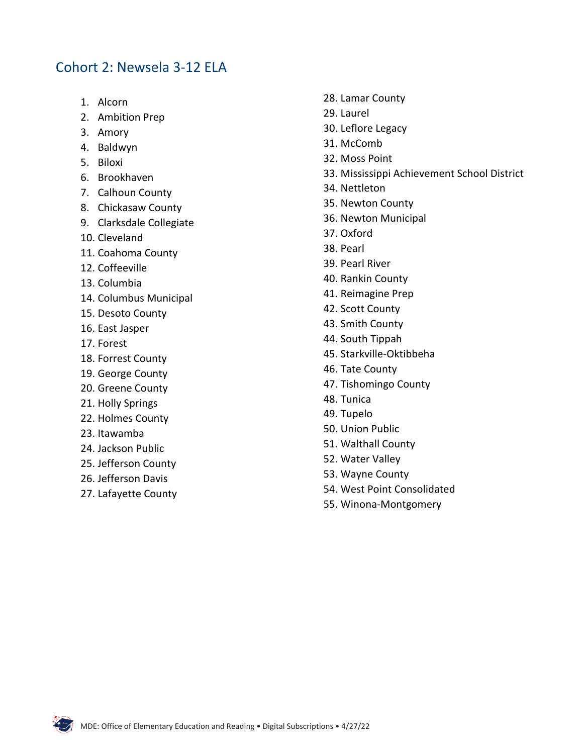## Cohort 2: Newsela 3-12 ELA

1. Alcorn
2. Ambition Prep
3. Amory
4. Baldwyn
5. Biloxi
6. Brookhaven
7. Calhoun County
8. Chickasaw County
9. Clarksdale Collegiate
10. Cleveland
11. Coahoma County
12. Coffeeville
13. Columbia
14. Columbus Municipal
15. Desoto County
16. East Jasper
17. Forest
18. Forrest County
19. George County
20. Greene County
21. Holly Springs
22. Holmes County
23. Itawamba
24. Jackson Public
25. Jefferson County
26. Jefferson Davis
27. Lafayette County
28. Lamar County
29. Laurel
30. Leflore Legacy
31. McComb
32. Moss Point
33. Mississippi Achievement School District
34. Nettleton
35. Newton County
36. Newton Municipal
37. Oxford
38. Pearl
39. Pearl River
40. Rankin County
41. Reimagine Prep
42. Scott County
43. Smith County
44. South Tippah
45. Starkville-Oktibbeha
46. Tate County
47. Tishomingo County
48. Tunica
49. Tupelo
50. Union Public
51. Walthall County
52. Water Valley
53. Wayne County
54. West Point Consolidated
55. Winona-Montgomery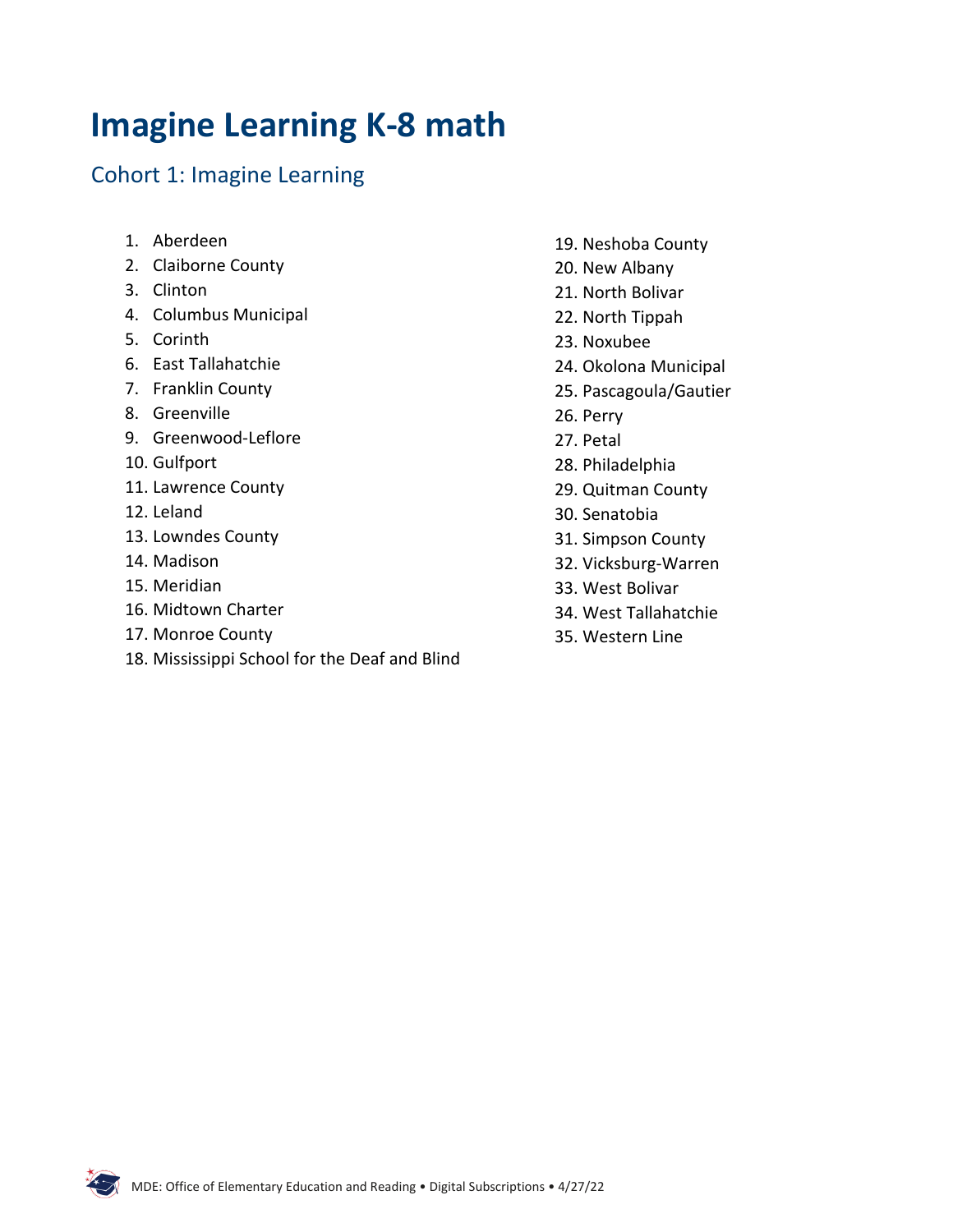# Imagine Learning K-8 math

## Cohort 1: Imagine Learning

1. Aberdeen
2. Claiborne County
3. Clinton
4. Columbus Municipal
5. Corinth
6. East Tallahatchie
7. Franklin County
8. Greenville
9. Greenwood-Leflore
10. Gulfport
11. Lawrence County
12. Leland
13. Lowndes County
14. Madison
15. Meridian
16. Midtown Charter
17. Monroe County
18. Mississippi School for the Deaf and Blind
19. Neshoba County
20. New Albany
21. North Bolivar
22. North Tippah
23. Noxubee
24. Okolona Municipal
25. Pascagoula/Gautier
26. Perry
27. Petal
28. Philadelphia
29. Quitman County
30. Senatobia
31. Simpson County
32. Vicksburg-Warren
33. West Bolivar
34. West Tallahatchie
35. Western Line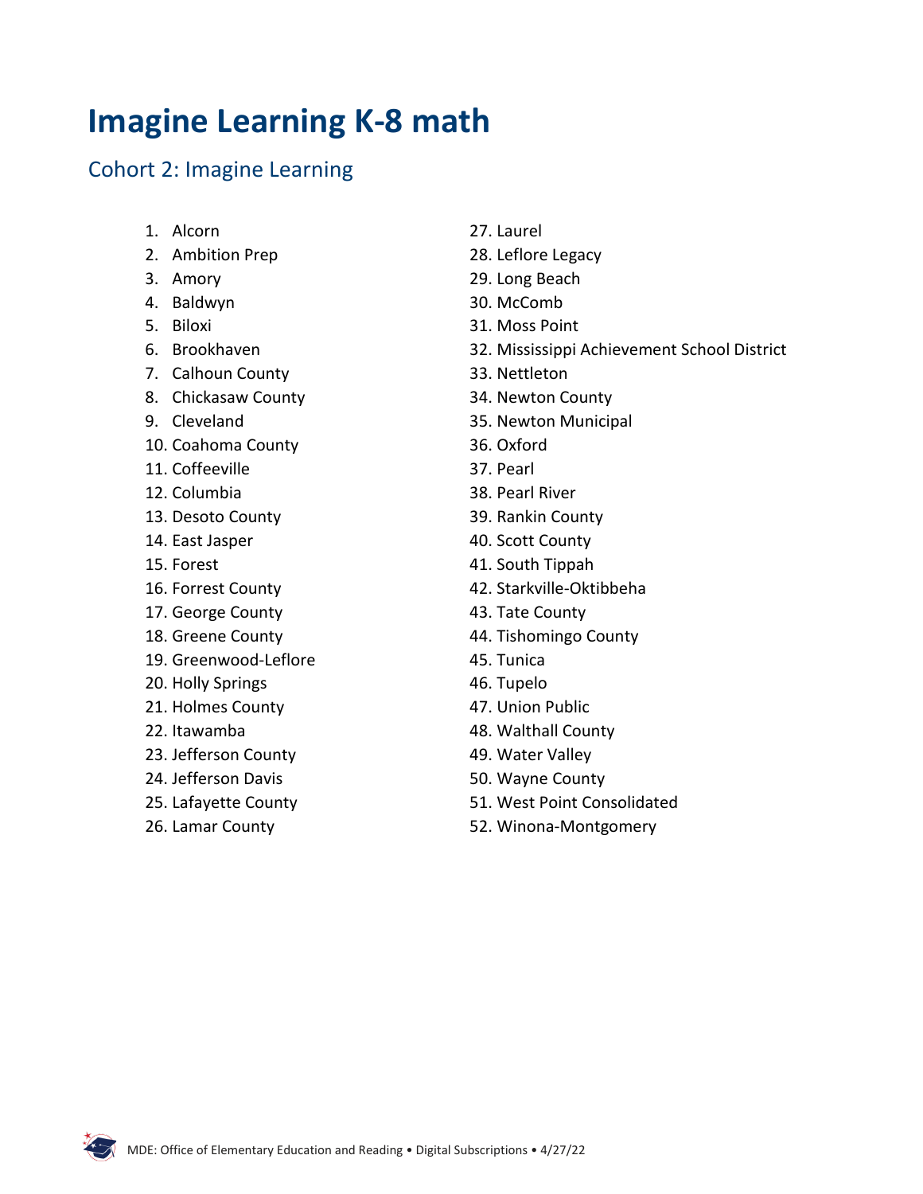# Imagine Learning K-8 math

## Cohort 2: Imagine Learning

1. Alcorn
2. Ambition Prep
3. Amory
4. Baldwyn
5. Biloxi
6. Brookhaven
7. Calhoun County
8. Chickasaw County
9. Cleveland
10. Coahoma County
11. Coffeeville
12. Columbia
13. Desoto County
14. East Jasper
15. Forest
16. Forrest County
17. George County
18. Greene County
19. Greenwood-Leflore
20. Holly Springs
21. Holmes County
22. Itawamba
23. Jefferson County
24. Jefferson Davis
25. Lafayette County
26. Lamar County
27. Laurel
28. Leflore Legacy
29. Long Beach
30. McComb
31. Moss Point
32. Mississippi Achievement School District
33. Nettleton
34. Newton County
35. Newton Municipal
36. Oxford
37. Pearl
38. Pearl River
39. Rankin County
40. Scott County
41. South Tippah
42. Starkville-Oktibbeha
43. Tate County
44. Tishomingo County
45. Tunica
46. Tupelo
47. Union Public
48. Walthall County
49. Water Valley
50. Wayne County
51. West Point Consolidated
52. Winona-Montgomery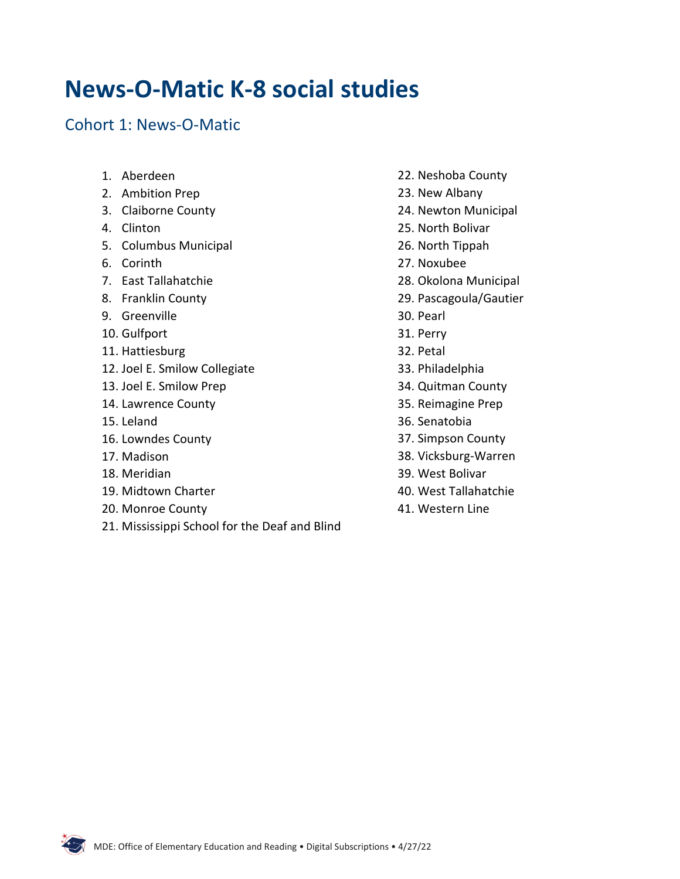# News-O-Matic K-8 social studies

## Cohort 1: News-O-Matic

1. Aberdeen
2. Ambition Prep
3. Claiborne County
4. Clinton
5. Columbus Municipal
6. Corinth
7. East Tallahatchie
8. Franklin County
9. Greenville
10. Gulfport
11. Hattiesburg
12. Joel E. Smilow Collegiate
13. Joel E. Smilow Prep
14. Lawrence County
15. Leland
16. Lowndes County
17. Madison
18. Meridian
19. Midtown Charter
20. Monroe County
21. Mississippi School for the Deaf and Blind
22. Neshoba County
23. New Albany
24. Newton Municipal
25. North Bolivar
26. North Tippah
27. Noxubee
28. Okolona Municipal
29. Pascagoula/Gautier
30. Pearl
31. Perry
32. Petal
33. Philadelphia
34. Quitman County
35. Reimagine Prep
36. Senatobia
37. Simpson County
38. Vicksburg-Warren
39. West Bolivar
40. West Tallahatchie
41. Western Line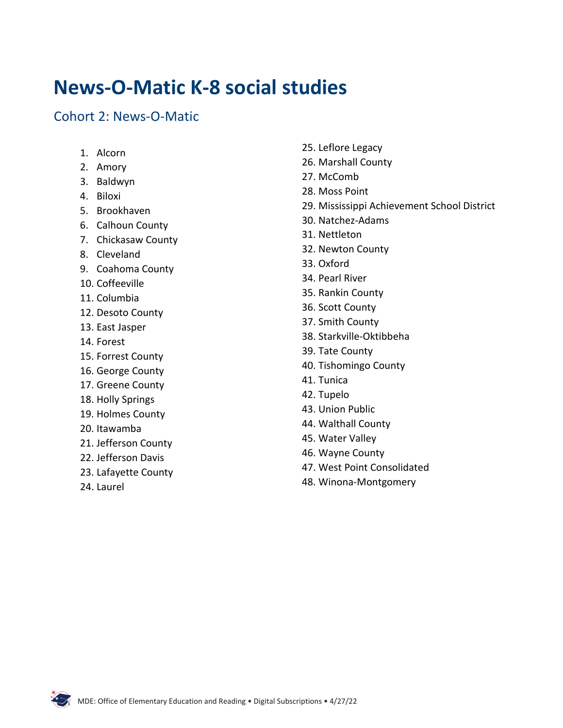# News-O-Matic K-8 social studies

## Cohort 2: News-O-Matic

1. Alcorn
2. Amory
3. Baldwyn
4. Biloxi
5. Brookhaven
6. Calhoun County
7. Chickasaw County
8. Cleveland
9. Coahoma County
10. Coffeeville
11. Columbia
12. Desoto County
13. East Jasper
14. Forest
15. Forrest County
16. George County
17. Greene County
18. Holly Springs
19. Holmes County
20. Itawamba
21. Jefferson County
22. Jefferson Davis
23. Lafayette County
24. Laurel
25. Leflore Legacy
26. Marshall County
27. McComb
28. Moss Point
29. Mississippi Achievement School District
30. Natchez-Adams
31. Nettleton
32. Newton County
33. Oxford
34. Pearl River
35. Rankin County
36. Scott County
37. Smith County
38. Starkville-Oktibbeha
39. Tate County
40. Tishomingo County
41. Tunica
42. Tupelo
43. Union Public
44. Walthall County
45. Water Valley
46. Wayne County
47. West Point Consolidated
48. Winona-Montgomery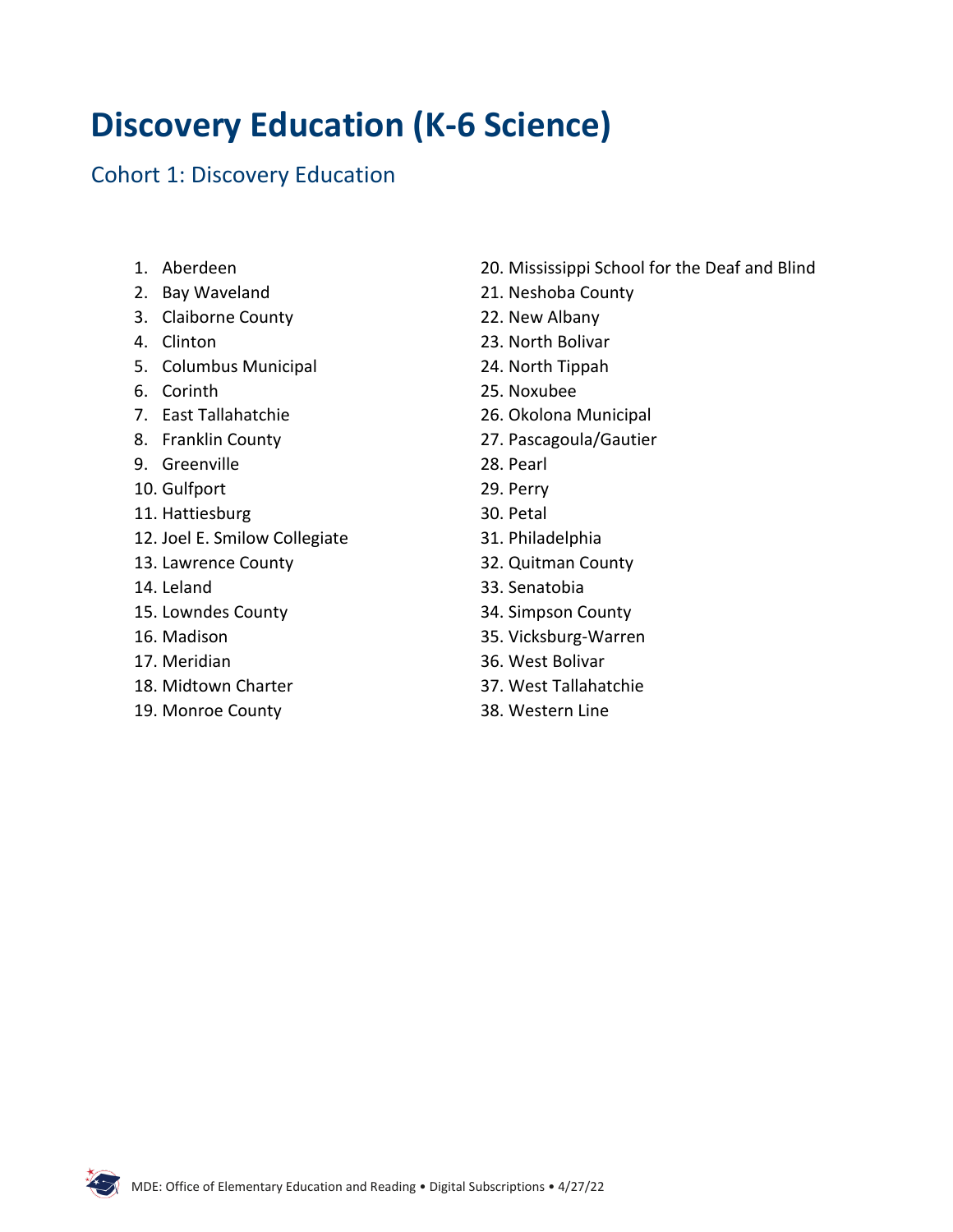# Discovery Education (K-6 Science)

## Cohort 1: Discovery Education

1. Aberdeen
2. Bay Waveland
3. Claiborne County
4. Clinton
5. Columbus Municipal
6. Corinth
7. East Tallahatchie
8. Franklin County
9. Greenville
10. Gulfport
11. Hattiesburg
12. Joel E. Smilow Collegiate
13. Lawrence County
14. Leland
15. Lowndes County
16. Madison
17. Meridian
18. Midtown Charter
19. Monroe County
20. Mississippi School for the Deaf and Blind
21. Neshoba County
22. New Albany
23. North Bolivar
24. North Tippah
25. Noxubee
26. Okolona Municipal
27. Pascagoula/Gautier
28. Pearl
29. Perry
30. Petal
31. Philadelphia
32. Quitman County
33. Senatobia
34. Simpson County
35. Vicksburg-Warren
36. West Bolivar
37. West Tallahatchie
38. Western Line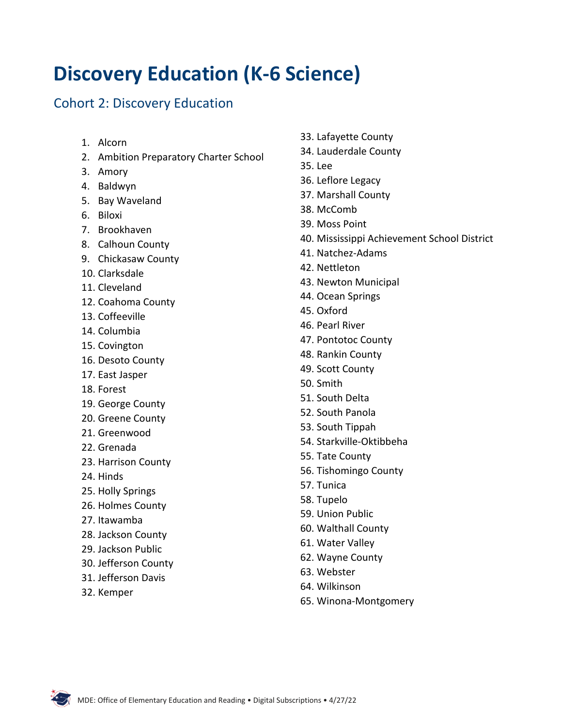# Discovery Education (K-6 Science)

## Cohort 2: Discovery Education

1. Alcorn
2. Ambition Preparatory Charter School
3. Amory
4. Baldwyn
5. Bay Waveland
6. Biloxi
7. Brookhaven
8. Calhoun County
9. Chickasaw County
10. Clarksdale
11. Cleveland
12. Coahoma County
13. Coffeeville
14. Columbia
15. Covington
16. Desoto County
17. East Jasper
18. Forest
19. George County
20. Greene County
21. Greenwood
22. Grenada
23. Harrison County
24. Hinds
25. Holly Springs
26. Holmes County
27. Itawamba
28. Jackson County
29. Jackson Public
30. Jefferson County
31. Jefferson Davis
32. Kemper
33. Lafayette County
34. Lauderdale County
35. Lee
36. Leflore Legacy
37. Marshall County
38. McComb
39. Moss Point
40. Mississippi Achievement School District
41. Natchez-Adams
42. Nettleton
43. Newton Municipal
44. Ocean Springs
45. Oxford
46. Pearl River
47. Pontotoc County
48. Rankin County
49. Scott County
50. Smith
51. South Delta
52. South Panola
53. South Tippah
54. Starkville-Oktibbeha
55. Tate County
56. Tishomingo County
57. Tunica
58. Tupelo
59. Union Public
60. Walthall County
61. Water Valley
62. Wayne County
63. Webster
64. Wilkinson
65. Winona-Montgomery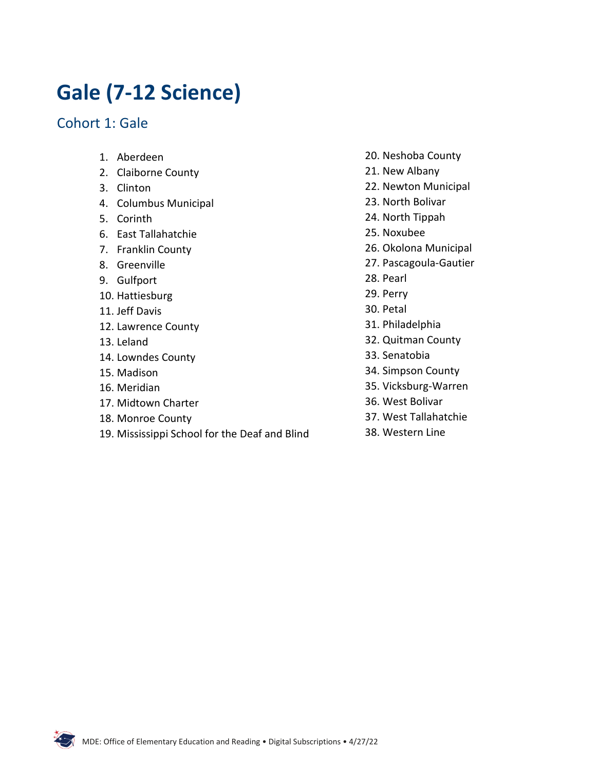# Gale (7-12 Science)

## Cohort 1: Gale

1. Aberdeen
2. Claiborne County
3. Clinton
4. Columbus Municipal
5. Corinth
6. East Tallahatchie
7. Franklin County
8. Greenville
9. Gulfport
10. Hattiesburg
11. Jeff Davis
12. Lawrence County
13. Leland
14. Lowndes County
15. Madison
16. Meridian
17. Midtown Charter
18. Monroe County
19. Mississippi School for the Deaf and Blind
20. Neshoba County
21. New Albany
22. Newton Municipal
23. North Bolivar
24. North Tippah
25. Noxubee
26. Okolona Municipal
27. Pascagoula-Gautier
28. Pearl
29. Perry
30. Petal
31. Philadelphia
32. Quitman County
33. Senatobia
34. Simpson County
35. Vicksburg-Warren
36. West Bolivar
37. West Tallahatchie
38. Western Line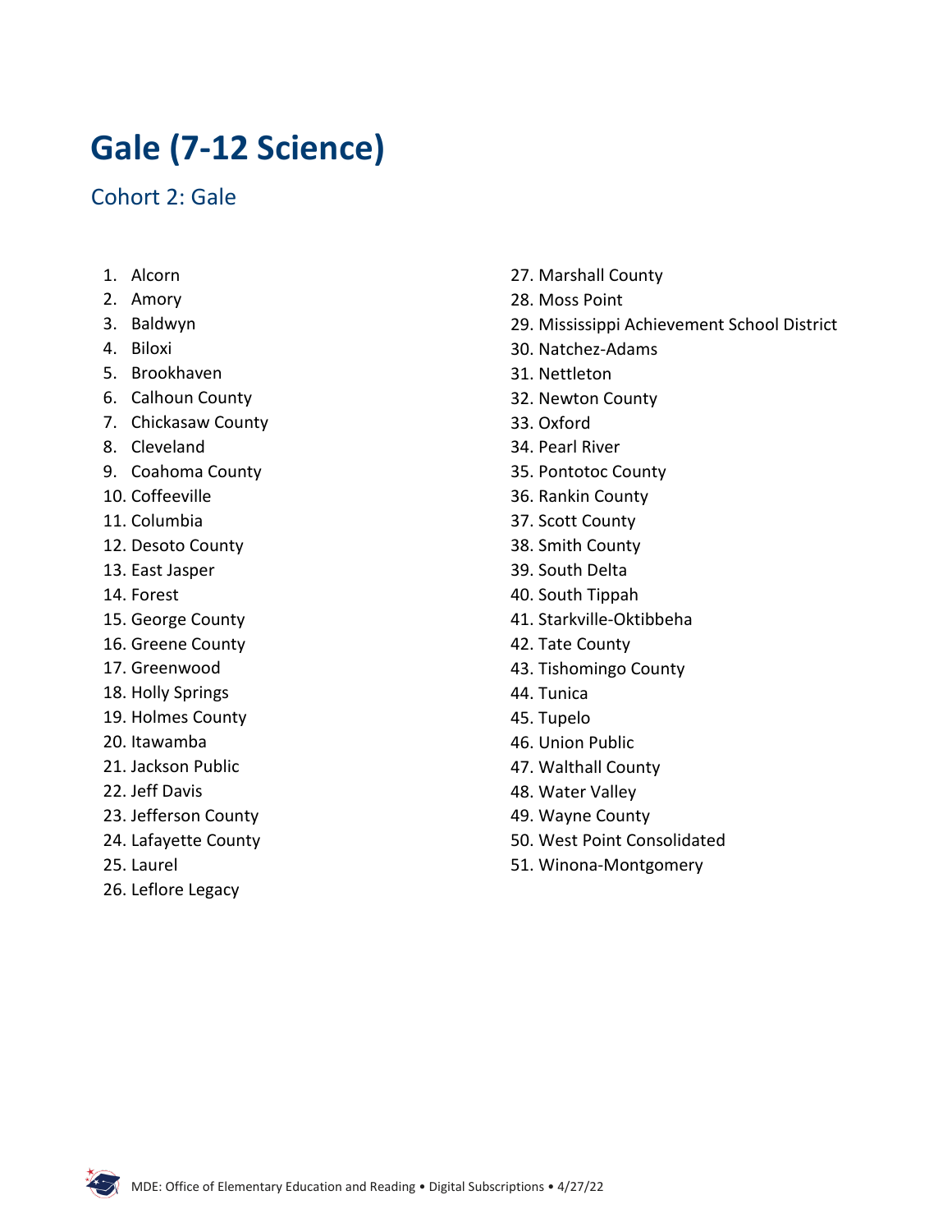# Gale (7-12 Science)

## Cohort 2: Gale

1. Alcorn
2. Amory
3. Baldwyn
4. Biloxi
5. Brookhaven
6. Calhoun County
7. Chickasaw County
8. Cleveland
9. Coahoma County
10. Coffeeville
11. Columbia
12. Desoto County
13. East Jasper
14. Forest
15. George County
16. Greene County
17. Greenwood
18. Holly Springs
19. Holmes County
20. Itawamba
21. Jackson Public
22. Jeff Davis
23. Jefferson County
24. Lafayette County
25. Laurel
26. Leflore Legacy
27. Marshall County
28. Moss Point
29. Mississippi Achievement School District
30. Natchez-Adams
31. Nettleton
32. Newton County
33. Oxford
34. Pearl River
35. Pontotoc County
36. Rankin County
37. Scott County
38. Smith County
39. South Delta
40. South Tippah
41. Starkville-Oktibbeha
42. Tate County
43. Tishomingo County
44. Tunica
45. Tupelo
46. Union Public
47. Walthall County
48. Water Valley
49. Wayne County
50. West Point Consolidated
51. Winona-Montgomery